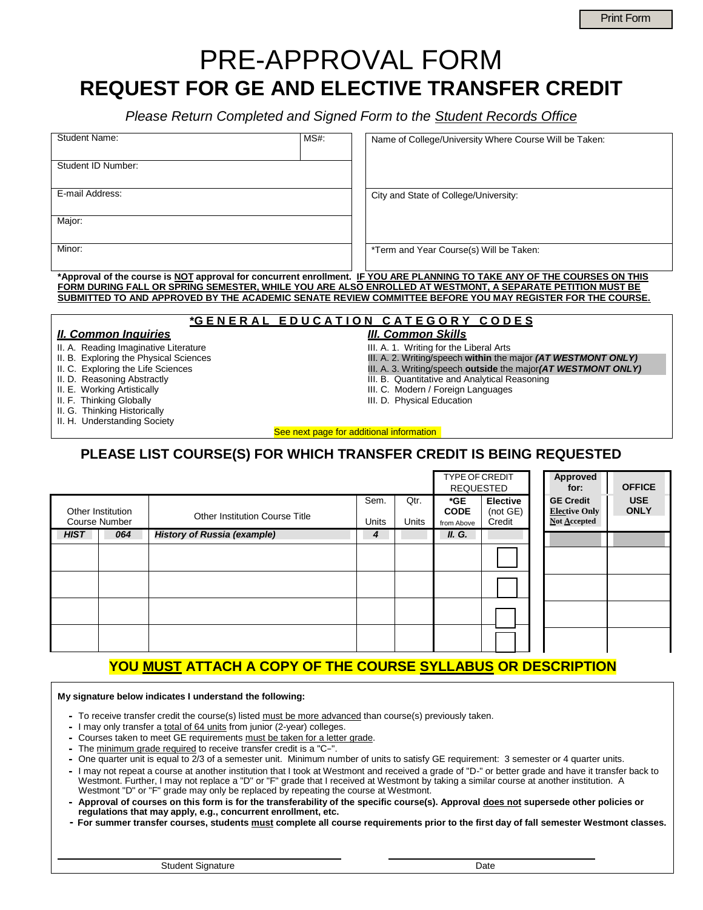Print Form

# PRE-APPROVAL FORM

## REQUEST FOR GE AND ELECTIVE TRANSFER CREDIT

*Please Return Completed and Signed Form to the Student Records Office*

| Student Name: | MS#: | Name of College/University Where Course Will be Taken: |
|---|---|---|
| Student ID Number: | | |
| E-mail Address: | | City and State of College/University: |
| Major: | | |
| Minor: | | *Term and Year Course(s) Will be Taken: |

**\*Approval of the course is NOT approval for concurrent enrollment. IF YOU ARE PLANNING TO TAKE ANY OF THE COURSES ON THIS FORM DURING FALL OR SPRING SEMESTER, WHILE YOU ARE ALSO ENROLLED AT WESTMONT, A SEPARATE PETITION MUST BE SUBMITTED TO AND APPROVED BY THE ACADEMIC SENATE REVIEW COMMITTEE BEFORE YOU MAY REGISTER FOR THE COURSE.**

### *GENERAL EDUCATION CATEGORY CODES

***II. Common Inquiries***

- II. A. Reading Imaginative Literature
- II. B. Exploring the Physical Sciences
- II. C. Exploring the Life Sciences
- II. D. Reasoning Abstractly
- II. E. Working Artistically
- II. F. Thinking Globally
- II. G. Thinking Historically
- II. H. Understanding Society

***III. Common Skills***

- III. A. 1. Writing for the Liberal Arts
- III. A. 2. Writing/speech **within** the major ***(AT WESTMONT ONLY)***
- III. A. 3. Writing/speech **outside** the major ***(AT WESTMONT ONLY)***
- III. B. Quantitative and Analytical Reasoning
- III. C. Modern / Foreign Languages
- III. D. Physical Education

See next page for additional information

## PLEASE LIST COURSE(S) FOR WHICH TRANSFER CREDIT IS BEING REQUESTED

| Other Institution Course Number | | Other Institution Course Title | Sem. Units | Qtr. Units | TYPE OF CREDIT REQUESTED: *GE CODE from Above | Elective (not GE) Credit | Approved for: GE Credit / Elective Only / Not Accepted | OFFICE USE ONLY |
|---|---|---|---|---|---|---|---|---|
| ***HIST*** | ***064*** | ***History of Russia (example)*** | ***4*** | | ***II. G.*** | | | |
| | | | | | | ☐ | | |
| | | | | | | ☐ | | |
| | | | | | | ☐ | | |
| | | | | | | ☐ | | |

**YOU MUST ATTACH A COPY OF THE COURSE SYLLABUS OR DESCRIPTION**

**My signature below indicates I understand the following:**

- To receive transfer credit the course(s) listed must be more advanced than course(s) previously taken.
- I may only transfer a total of 64 units from junior (2-year) colleges.
- Courses taken to meet GE requirements must be taken for a letter grade.
- The minimum grade required to receive transfer credit is a "C−".
- One quarter unit is equal to 2/3 of a semester unit. Minimum number of units to satisfy GE requirement: 3 semester or 4 quarter units.
- I may not repeat a course at another institution that I took at Westmont and received a grade of "D-" or better grade and have it transfer back to Westmont. Further, I may not replace a "D" or "F" grade that I received at Westmont by taking a similar course at another institution. A Westmont "D" or "F" grade may only be replaced by repeating the course at Westmont.
- **Approval of courses on this form is for the transferability of the specific course(s). Approval does not supersede other policies or regulations that may apply, e.g., concurrent enrollment, etc.**
- **For summer transfer courses, students must complete all course requirements prior to the first day of fall semester Westmont classes.**

Student Signature ______________________  Date ______________________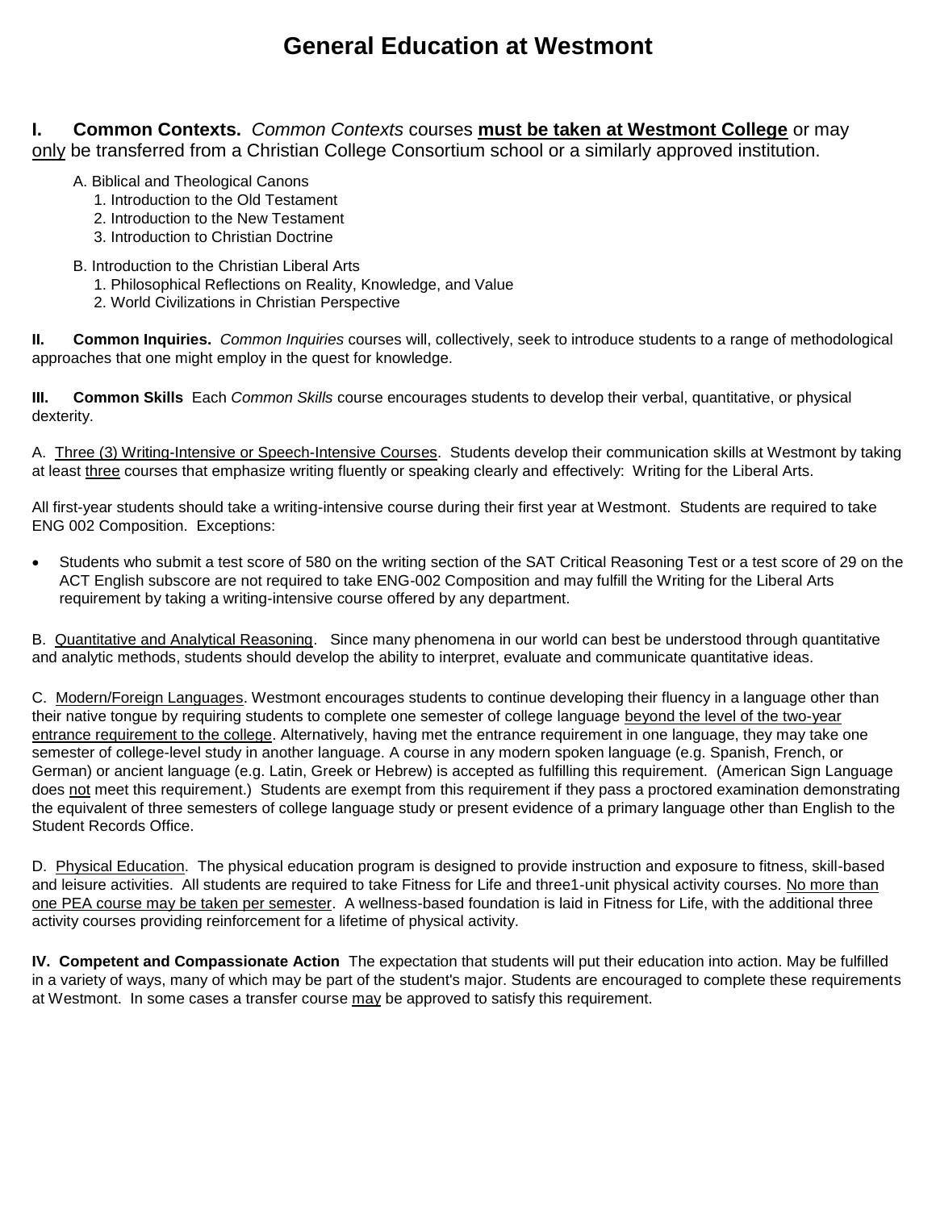# General Education at Westmont

**I. Common Contexts.** *Common Contexts* courses **must be taken at Westmont College** or may only be transferred from a Christian College Consortium school or a similarly approved institution.

A. Biblical and Theological Canons
1. Introduction to the Old Testament
2. Introduction to the New Testament
3. Introduction to Christian Doctrine

B. Introduction to the Christian Liberal Arts
1. Philosophical Reflections on Reality, Knowledge, and Value
2. World Civilizations in Christian Perspective

**II. Common Inquiries.** *Common Inquiries* courses will, collectively, seek to introduce students to a range of methodological approaches that one might employ in the quest for knowledge.

**III. Common Skills** Each *Common Skills* course encourages students to develop their verbal, quantitative, or physical dexterity.

A. Three (3) Writing-Intensive or Speech-Intensive Courses. Students develop their communication skills at Westmont by taking at least three courses that emphasize writing fluently or speaking clearly and effectively: Writing for the Liberal Arts.

All first-year students should take a writing-intensive course during their first year at Westmont. Students are required to take ENG 002 Composition. Exceptions:

- Students who submit a test score of 580 on the writing section of the SAT Critical Reasoning Test or a test score of 29 on the ACT English subscore are not required to take ENG-002 Composition and may fulfill the Writing for the Liberal Arts requirement by taking a writing-intensive course offered by any department.

B. Quantitative and Analytical Reasoning. Since many phenomena in our world can best be understood through quantitative and analytic methods, students should develop the ability to interpret, evaluate and communicate quantitative ideas.

C. Modern/Foreign Languages. Westmont encourages students to continue developing their fluency in a language other than their native tongue by requiring students to complete one semester of college language beyond the level of the two-year entrance requirement to the college. Alternatively, having met the entrance requirement in one language, they may take one semester of college-level study in another language. A course in any modern spoken language (e.g. Spanish, French, or German) or ancient language (e.g. Latin, Greek or Hebrew) is accepted as fulfilling this requirement. (American Sign Language does not meet this requirement.) Students are exempt from this requirement if they pass a proctored examination demonstrating the equivalent of three semesters of college language study or present evidence of a primary language other than English to the Student Records Office.

D. Physical Education. The physical education program is designed to provide instruction and exposure to fitness, skill-based and leisure activities. All students are required to take Fitness for Life and three1-unit physical activity courses. No more than one PEA course may be taken per semester. A wellness-based foundation is laid in Fitness for Life, with the additional three activity courses providing reinforcement for a lifetime of physical activity.

**IV. Competent and Compassionate Action** The expectation that students will put their education into action. May be fulfilled in a variety of ways, many of which may be part of the student's major. Students are encouraged to complete these requirements at Westmont. In some cases a transfer course may be approved to satisfy this requirement.